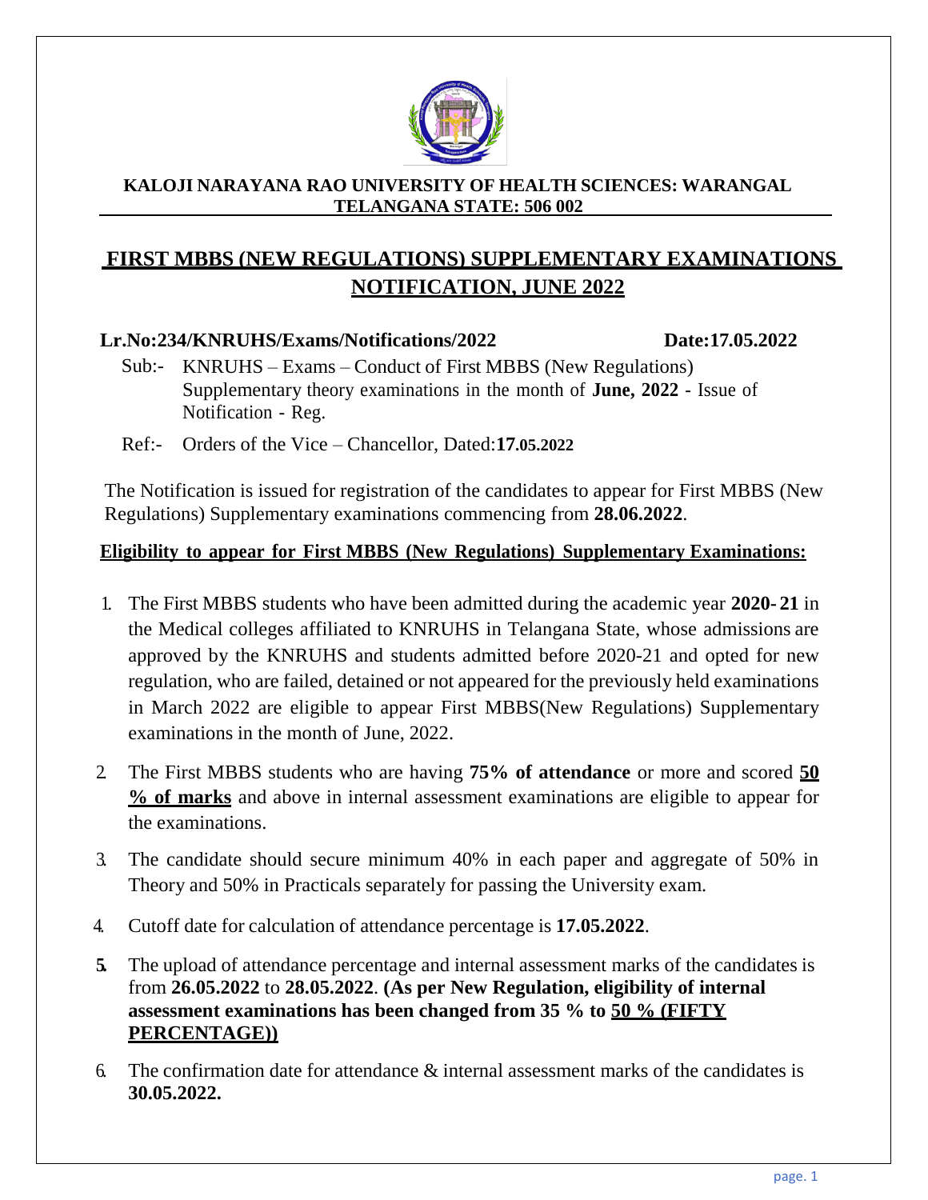**KALOJI NARAYANA RAO UNIVERSITY OF HEALTH SCIENCES: WARANGAL**
**TELANGANA STATE: 506 002**

# FIRST MBBS (NEW REGULATIONS) SUPPLEMENTARY EXAMINATIONS NOTIFICATION, JUNE 2022

**Lr.No:234/KNRUHS/Exams/Notifications/2022** **Date:17.05.2022**

Sub:- KNRUHS – Exams – Conduct of First MBBS (New Regulations) Supplementary theory examinations in the month of **June, 2022** - Issue of Notification - Reg.

Ref:- Orders of the Vice – Chancellor, Dated:**17.05.2022**

The Notification is issued for registration of the candidates to appear for First MBBS (New Regulations) Supplementary examinations commencing from **28.06.2022**.

**Eligibility to appear for First MBBS (New Regulations) Supplementary Examinations:**

1. The First MBBS students who have been admitted during the academic year **2020-21** in the Medical colleges affiliated to KNRUHS in Telangana State, whose admissions are approved by the KNRUHS and students admitted before 2020-21 and opted for new regulation, who are failed, detained or not appeared for the previously held examinations in March 2022 are eligible to appear First MBBS(New Regulations) Supplementary examinations in the month of June, 2022.
2. The First MBBS students who are having **75% of attendance** or more and scored **50 % of marks** and above in internal assessment examinations are eligible to appear for the examinations.
3. The candidate should secure minimum 40% in each paper and aggregate of 50% in Theory and 50% in Practicals separately for passing the University exam.
4. Cutoff date for calculation of attendance percentage is **17.05.2022**.
5. The upload of attendance percentage and internal assessment marks of the candidates is from **26.05.2022** to **28.05.2022**. **(As per New Regulation, eligibility of internal assessment examinations has been changed from 35 % to 50 % (FIFTY PERCENTAGE))**
6. The confirmation date for attendance & internal assessment marks of the candidates is **30.05.2022.**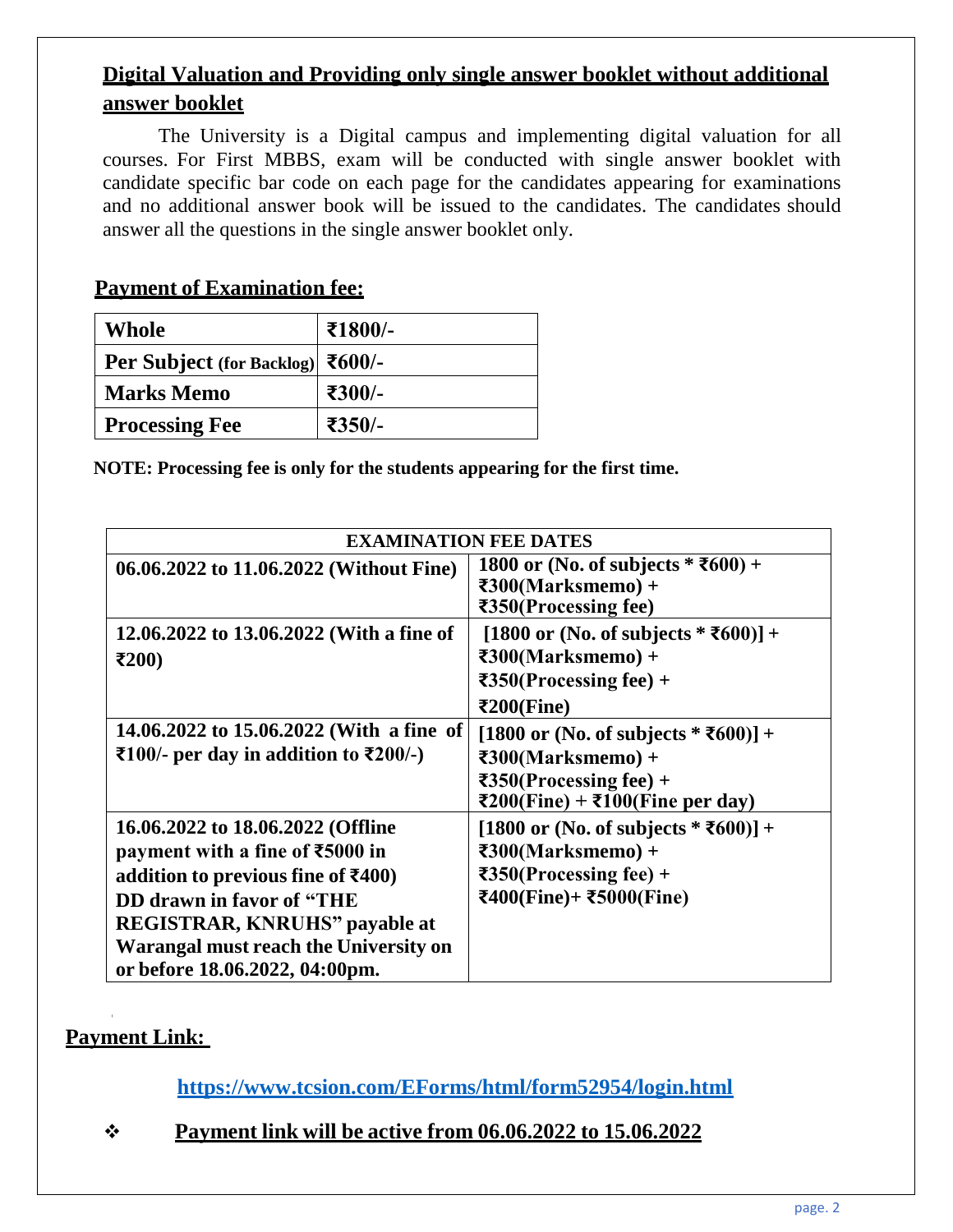## Digital Valuation and Providing only single answer booklet without additional answer booklet

The University is a Digital campus and implementing digital valuation for all courses. For First MBBS, exam will be conducted with single answer booklet with candidate specific bar code on each page for the candidates appearing for examinations and no additional answer book will be issued to the candidates. The candidates should answer all the questions in the single answer booklet only.

## Payment of Examination fee:

| | |
|---|---|
| **Whole** | **₹1800/-** |
| **Per Subject (for Backlog)** | **₹600/-** |
| **Marks Memo** | **₹300/-** |
| **Processing Fee** | **₹350/-** |

**NOTE: Processing fee is only for the students appearing for the first time.**

| EXAMINATION FEE DATES | |
|---|---|
| **06.06.2022 to 11.06.2022 (Without Fine)** | **1800 or (No. of subjects * ₹600) + ₹300(Marksmemo) + ₹350(Processing fee)** |
| **12.06.2022 to 13.06.2022 (With a fine of ₹200)** | **[1800 or (No. of subjects * ₹600)] + ₹300(Marksmemo) + ₹350(Processing fee) + ₹200(Fine)** |
| **14.06.2022 to 15.06.2022 (With a fine of ₹100/- per day in addition to ₹200/-)** | **[1800 or (No. of subjects * ₹600)] + ₹300(Marksmemo) + ₹350(Processing fee) + ₹200(Fine) + ₹100(Fine per day)** |
| **16.06.2022 to 18.06.2022 (Offline payment with a fine of ₹5000 in addition to previous fine of ₹400) DD drawn in favor of "THE REGISTRAR, KNRUHS" payable at Warangal must reach the University on or before 18.06.2022, 04:00pm.** | **[1800 or (No. of subjects * ₹600)] + ₹300(Marksmemo) + ₹350(Processing fee) + ₹400(Fine)+ ₹5000(Fine)** |

## Payment Link:

**https://www.tcsion.com/EForms/html/form52954/login.html**

- **Payment link will be active from 06.06.2022 to 15.06.2022**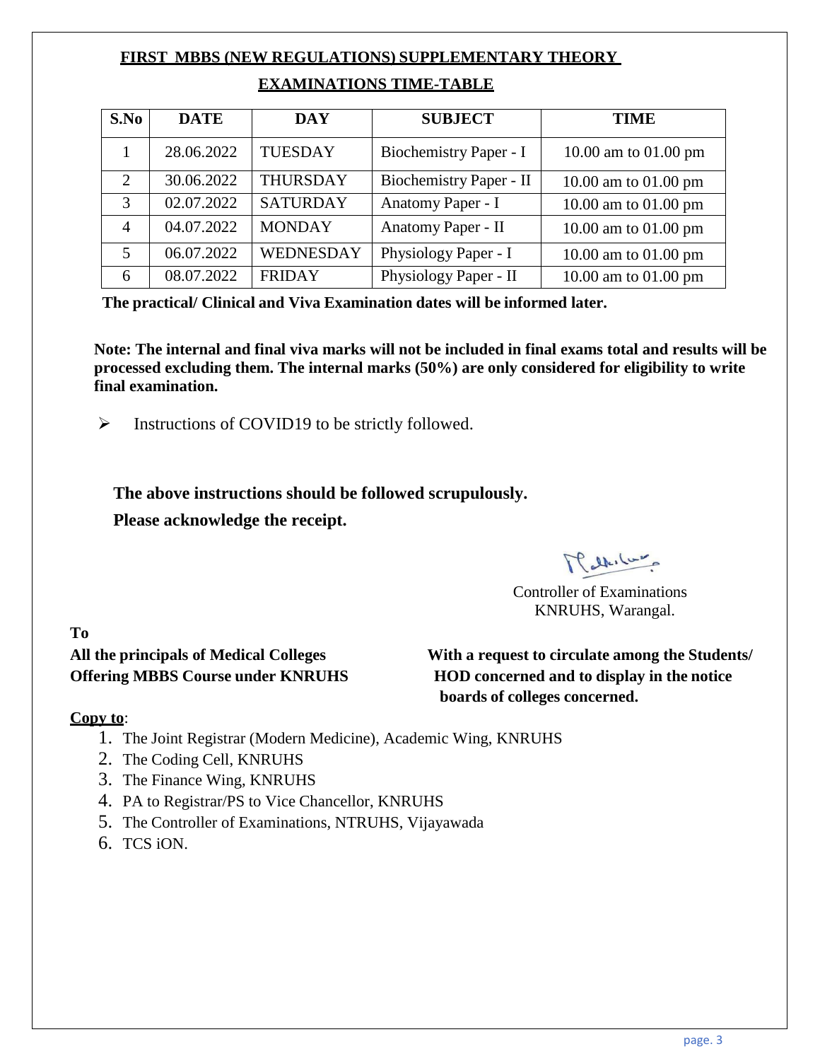## FIRST MBBS (NEW REGULATIONS) SUPPLEMENTARY THEORY EXAMINATIONS TIME-TABLE

| S.No | DATE | DAY | SUBJECT | TIME |
|---|---|---|---|---|
| 1 | 28.06.2022 | TUESDAY | Biochemistry Paper - I | 10.00 am to 01.00 pm |
| 2 | 30.06.2022 | THURSDAY | Biochemistry Paper - II | 10.00 am to 01.00 pm |
| 3 | 02.07.2022 | SATURDAY | Anatomy Paper - I | 10.00 am to 01.00 pm |
| 4 | 04.07.2022 | MONDAY | Anatomy Paper - II | 10.00 am to 01.00 pm |
| 5 | 06.07.2022 | WEDNESDAY | Physiology Paper - I | 10.00 am to 01.00 pm |
| 6 | 08.07.2022 | FRIDAY | Physiology Paper - II | 10.00 am to 01.00 pm |

**The practical/ Clinical and Viva Examination dates will be informed later.**

**Note: The internal and final viva marks will not be included in final exams total and results will be processed excluding them. The internal marks (50%) are only considered for eligibility to write final examination.**

- Instructions of COVID19 to be strictly followed.

**The above instructions should be followed scrupulously.**

**Please acknowledge the receipt.**

Controller of Examinations
KNRUHS, Warangal.

**To**

**All the principals of Medical Colleges Offering MBBS Course under KNRUHS**

**With a request to circulate among the Students/ HOD concerned and to display in the notice boards of colleges concerned.**

**Copy to**:

1. The Joint Registrar (Modern Medicine), Academic Wing, KNRUHS
2. The Coding Cell, KNRUHS
3. The Finance Wing, KNRUHS
4. PA to Registrar/PS to Vice Chancellor, KNRUHS
5. The Controller of Examinations, NTRUHS, Vijayawada
6. TCS iON.